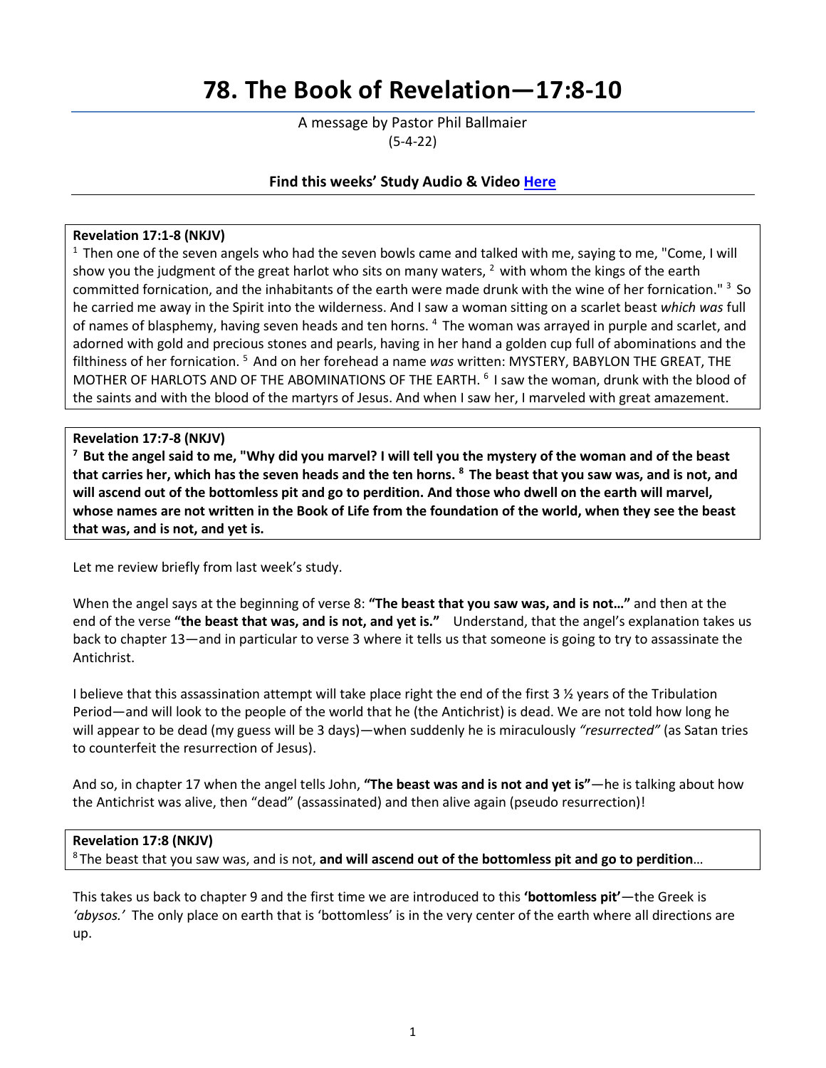# 78. The Book of Revelation—17:8-10

A message by Pastor Phil Ballmaier
(5-4-22)

**Find this weeks' Study Audio & Video Here**

**Revelation 17:1-8 (NKJV)**
[1] Then one of the seven angels who had the seven bowls came and talked with me, saying to me, "Come, I will show you the judgment of the great harlot who sits on many waters, [2] with whom the kings of the earth committed fornication, and the inhabitants of the earth were made drunk with the wine of her fornication." [3] So he carried me away in the Spirit into the wilderness. And I saw a woman sitting on a scarlet beast *which was* full of names of blasphemy, having seven heads and ten horns. [4] The woman was arrayed in purple and scarlet, and adorned with gold and precious stones and pearls, having in her hand a golden cup full of abominations and the filthiness of her fornication. [5] And on her forehead a name *was* written: MYSTERY, BABYLON THE GREAT, THE MOTHER OF HARLOTS AND OF THE ABOMINATIONS OF THE EARTH. [6] I saw the woman, drunk with the blood of the saints and with the blood of the martyrs of Jesus. And when I saw her, I marveled with great amazement.

**Revelation 17:7-8 (NKJV)**
**[7] But the angel said to me, "Why did you marvel? I will tell you the mystery of the woman and of the beast that carries her, which has the seven heads and the ten horns. [8] The beast that you saw was, and is not, and will ascend out of the bottomless pit and go to perdition. And those who dwell on the earth will marvel, whose names are not written in the Book of Life from the foundation of the world, when they see the beast that was, and is not, and yet is.**

Let me review briefly from last week's study.

When the angel says at the beginning of verse 8: **"The beast that you saw was, and is not…"** and then at the end of the verse **"the beast that was, and is not, and yet is."** Understand, that the angel's explanation takes us back to chapter 13—and in particular to verse 3 where it tells us that someone is going to try to assassinate the Antichrist.

I believe that this assassination attempt will take place right the end of the first 3 ½ years of the Tribulation Period—and will look to the people of the world that he (the Antichrist) is dead. We are not told how long he will appear to be dead (my guess will be 3 days)—when suddenly he is miraculously *"resurrected"* (as Satan tries to counterfeit the resurrection of Jesus).

And so, in chapter 17 when the angel tells John, **"The beast was and is not and yet is"**—he is talking about how the Antichrist was alive, then "dead" (assassinated) and then alive again (pseudo resurrection)!

**Revelation 17:8 (NKJV)**
[8] The beast that you saw was, and is not, **and will ascend out of the bottomless pit and go to perdition**…

This takes us back to chapter 9 and the first time we are introduced to this **'bottomless pit'**—the Greek is *'abysos.'* The only place on earth that is 'bottomless' is in the very center of the earth where all directions are up.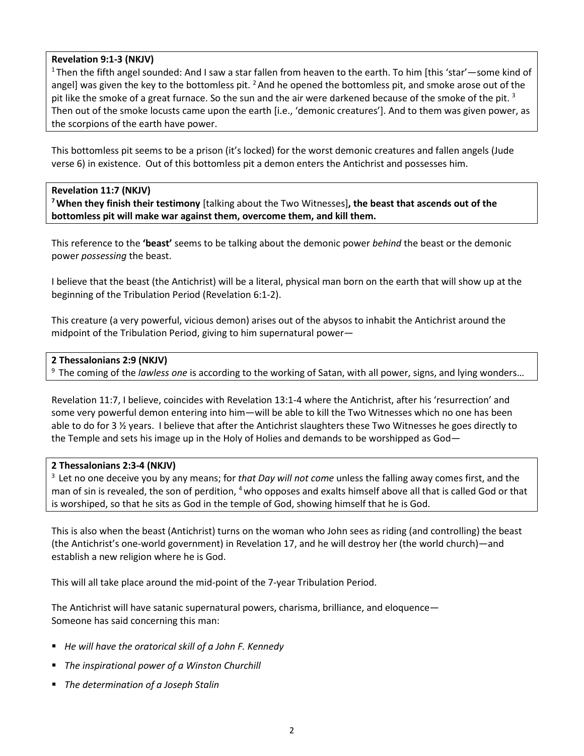**Revelation 9:1-3 (NKJV)**
[1] Then the fifth angel sounded: And I saw a star fallen from heaven to the earth. To him [this 'star'—some kind of angel] was given the key to the bottomless pit. [2] And he opened the bottomless pit, and smoke arose out of the pit like the smoke of a great furnace. So the sun and the air were darkened because of the smoke of the pit. [3] Then out of the smoke locusts came upon the earth [i.e., 'demonic creatures']. And to them was given power, as the scorpions of the earth have power.

This bottomless pit seems to be a prison (it's locked) for the worst demonic creatures and fallen angels (Jude verse 6) in existence. Out of this bottomless pit a demon enters the Antichrist and possesses him.

**Revelation 11:7 (NKJV)**
**[7] When they finish their testimony** [talking about the Two Witnesses]**, the beast that ascends out of the bottomless pit will make war against them, overcome them, and kill them.**

This reference to the **'beast'** seems to be talking about the demonic power *behind* the beast or the demonic power *possessing* the beast.

I believe that the beast (the Antichrist) will be a literal, physical man born on the earth that will show up at the beginning of the Tribulation Period (Revelation 6:1-2).

This creature (a very powerful, vicious demon) arises out of the abysos to inhabit the Antichrist around the midpoint of the Tribulation Period, giving to him supernatural power—

**2 Thessalonians 2:9 (NKJV)**
[9] The coming of the *lawless one* is according to the working of Satan, with all power, signs, and lying wonders…

Revelation 11:7, I believe, coincides with Revelation 13:1-4 where the Antichrist, after his 'resurrection' and some very powerful demon entering into him—will be able to kill the Two Witnesses which no one has been able to do for 3 ½ years. I believe that after the Antichrist slaughters these Two Witnesses he goes directly to the Temple and sets his image up in the Holy of Holies and demands to be worshipped as God—

**2 Thessalonians 2:3-4 (NKJV)**
[3] Let no one deceive you by any means; for *that Day will not come* unless the falling away comes first, and the man of sin is revealed, the son of perdition, [4] who opposes and exalts himself above all that is called God or that is worshiped, so that he sits as God in the temple of God, showing himself that he is God.

This is also when the beast (Antichrist) turns on the woman who John sees as riding (and controlling) the beast (the Antichrist's one-world government) in Revelation 17, and he will destroy her (the world church)—and establish a new religion where he is God.

This will all take place around the mid-point of the 7-year Tribulation Period.

The Antichrist will have satanic supernatural powers, charisma, brilliance, and eloquence—
Someone has said concerning this man:

- *He will have the oratorical skill of a John F. Kennedy*
- *The inspirational power of a Winston Churchill*
- *The determination of a Joseph Stalin*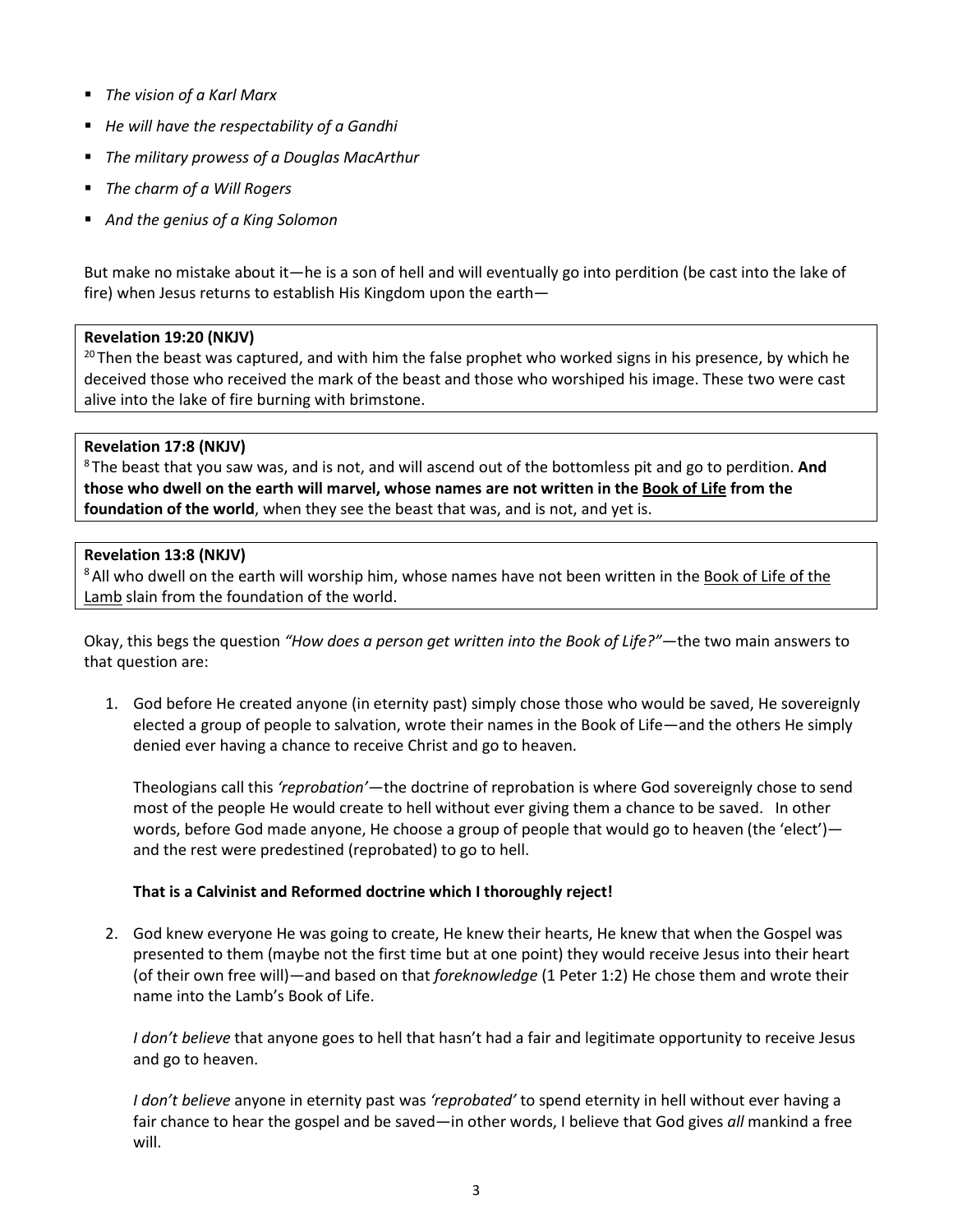- *The vision of a Karl Marx*
- *He will have the respectability of a Gandhi*
- *The military prowess of a Douglas MacArthur*
- *The charm of a Will Rogers*
- *And the genius of a King Solomon*

But make no mistake about it—he is a son of hell and will eventually go into perdition (be cast into the lake of fire) when Jesus returns to establish His Kingdom upon the earth—

> **Revelation 19:20 (NKJV)**
> [20] Then the beast was captured, and with him the false prophet who worked signs in his presence, by which he deceived those who received the mark of the beast and those who worshiped his image. These two were cast alive into the lake of fire burning with brimstone.

> **Revelation 17:8 (NKJV)**
> [8] The beast that you saw was, and is not, and will ascend out of the bottomless pit and go to perdition. **And those who dwell on the earth will marvel, whose names are not written in the <u>Book of Life</u> from the foundation of the world**, when they see the beast that was, and is not, and yet is.

> **Revelation 13:8 (NKJV)**
> [8] All who dwell on the earth will worship him, whose names have not been written in the <u>Book of Life of the Lamb</u> slain from the foundation of the world.

Okay, this begs the question *"How does a person get written into the Book of Life?"*—the two main answers to that question are:

1. God before He created anyone (in eternity past) simply chose those who would be saved, He sovereignly elected a group of people to salvation, wrote their names in the Book of Life—and the others He simply denied ever having a chance to receive Christ and go to heaven.

   Theologians call this *'reprobation'*—the doctrine of reprobation is where God sovereignly chose to send most of the people He would create to hell without ever giving them a chance to be saved. In other words, before God made anyone, He choose a group of people that would go to heaven (the 'elect')—and the rest were predestined (reprobated) to go to hell.

   **That is a Calvinist and Reformed doctrine which I thoroughly reject!**

2. God knew everyone He was going to create, He knew their hearts, He knew that when the Gospel was presented to them (maybe not the first time but at one point) they would receive Jesus into their heart (of their own free will)—and based on that *foreknowledge* (1 Peter 1:2) He chose them and wrote their name into the Lamb's Book of Life.

   *I don't believe* that anyone goes to hell that hasn't had a fair and legitimate opportunity to receive Jesus and go to heaven.

   *I don't believe* anyone in eternity past was *'reprobated'* to spend eternity in hell without ever having a fair chance to hear the gospel and be saved—in other words, I believe that God gives *all* mankind a free will.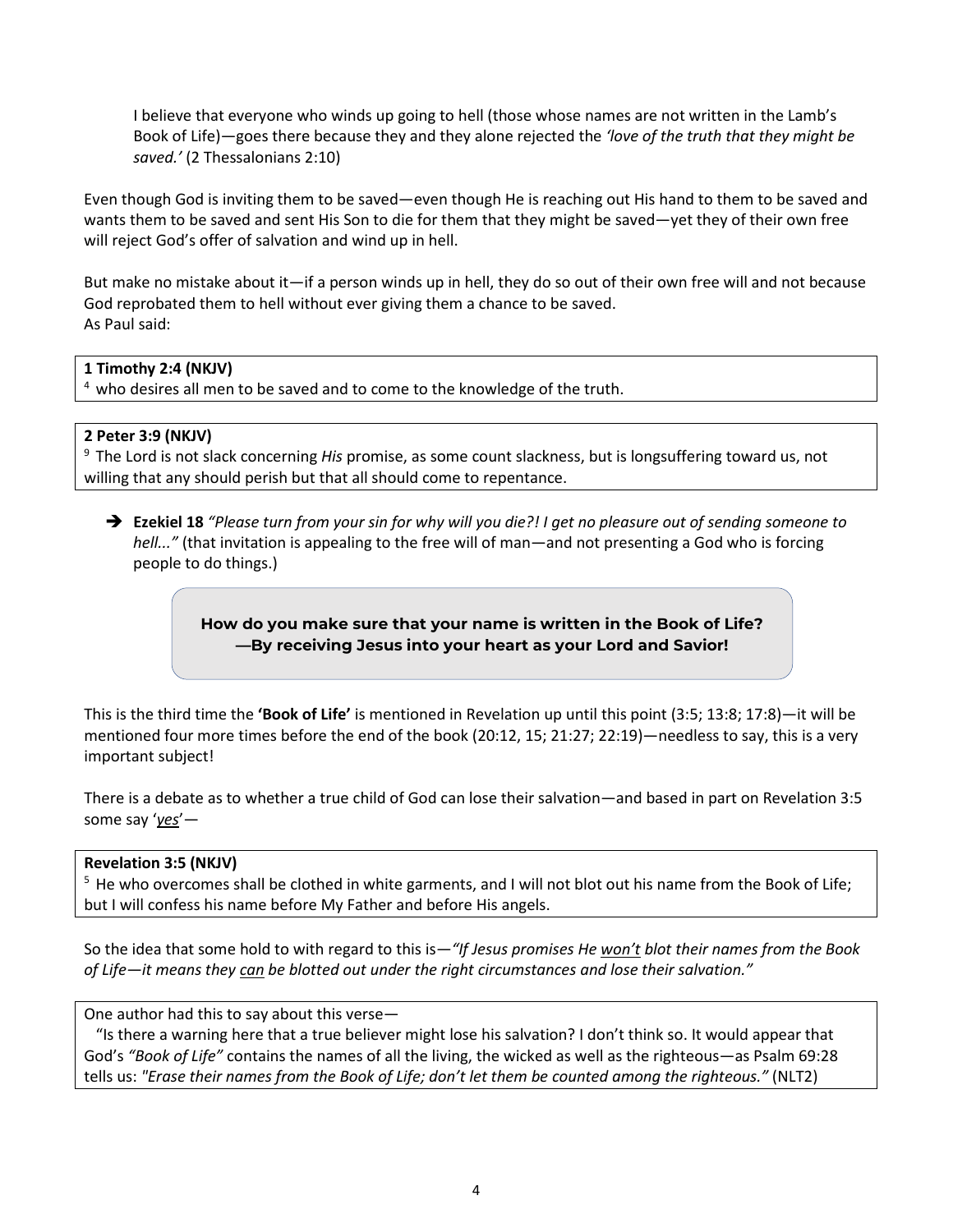> I believe that everyone who winds up going to hell (those whose names are not written in the Lamb's Book of Life)—goes there because they and they alone rejected the *'love of the truth that they might be saved.'* (2 Thessalonians 2:10)

Even though God is inviting them to be saved—even though He is reaching out His hand to them to be saved and wants them to be saved and sent His Son to die for them that they might be saved—yet they of their own free will reject God's offer of salvation and wind up in hell.

But make no mistake about it—if a person winds up in hell, they do so out of their own free will and not because God reprobated them to hell without ever giving them a chance to be saved.
As Paul said:

> **1 Timothy 2:4 (NKJV)**
> [4] who desires all men to be saved and to come to the knowledge of the truth.

> **2 Peter 3:9 (NKJV)**
> [9] The Lord is not slack concerning *His* promise, as some count slackness, but is longsuffering toward us, not willing that any should perish but that all should come to repentance.

➔ **Ezekiel 18** *"Please turn from your sin for why will you die?! I get no pleasure out of sending someone to hell..."* (that invitation is appealing to the free will of man—and not presenting a God who is forcing people to do things.)

> **How do you make sure that your name is written in the Book of Life?**
> **—By receiving Jesus into your heart as your Lord and Savior!**

This is the third time the **'Book of Life'** is mentioned in Revelation up until this point (3:5; 13:8; 17:8)—it will be mentioned four more times before the end of the book (20:12, 15; 21:27; 22:19)—needless to say, this is a very important subject!

There is a debate as to whether a true child of God can lose their salvation—and based in part on Revelation 3:5 some say '*yes*'—

> **Revelation 3:5 (NKJV)**
> [5] He who overcomes shall be clothed in white garments, and I will not blot out his name from the Book of Life; but I will confess his name before My Father and before His angels.

So the idea that some hold to with regard to this is—*"If Jesus promises He won't blot their names from the Book of Life—it means they can be blotted out under the right circumstances and lose their salvation."*

> One author had this to say about this verse—
> "Is there a warning here that a true believer might lose his salvation? I don't think so. It would appear that God's *"Book of Life"* contains the names of all the living, the wicked as well as the righteous—as Psalm 69:28 tells us: *"Erase their names from the Book of Life; don't let them be counted among the righteous."* (NLT2)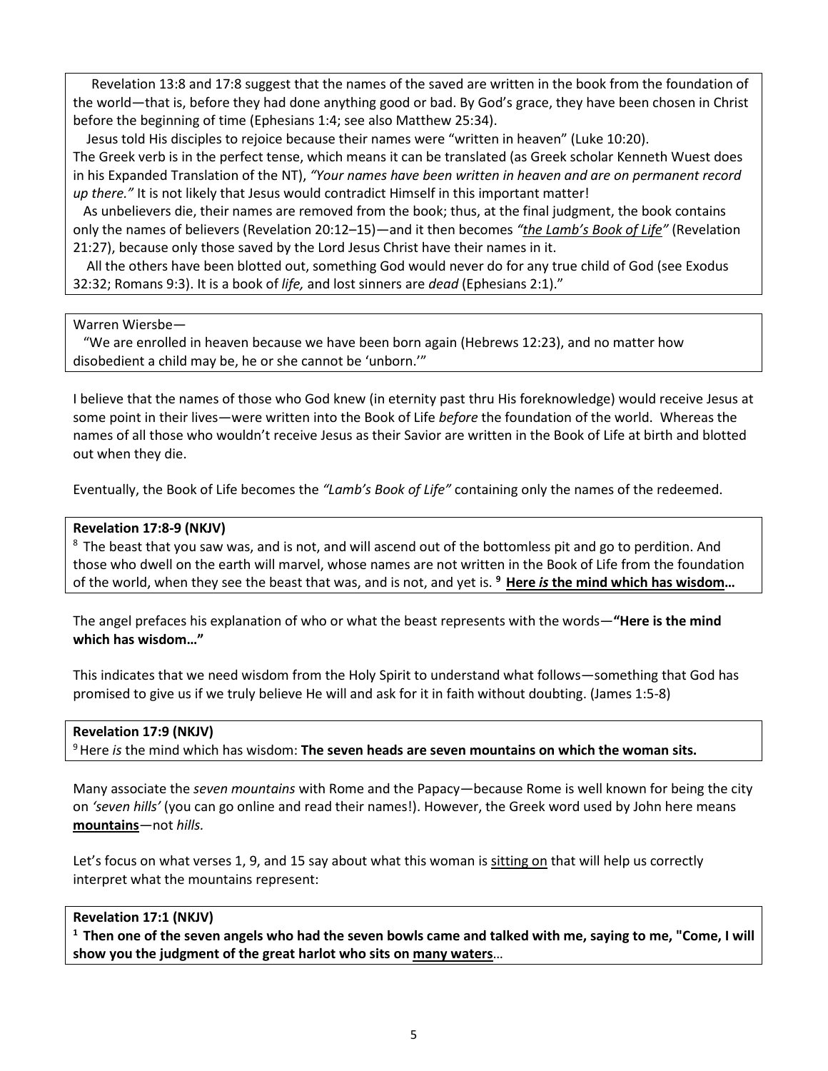Revelation 13:8 and 17:8 suggest that the names of the saved are written in the book from the foundation of the world—that is, before they had done anything good or bad. By God's grace, they have been chosen in Christ before the beginning of time (Ephesians 1:4; see also Matthew 25:34).

Jesus told His disciples to rejoice because their names were "written in heaven" (Luke 10:20). The Greek verb is in the perfect tense, which means it can be translated (as Greek scholar Kenneth Wuest does in his Expanded Translation of the NT), *"Your names have been written in heaven and are on permanent record up there."* It is not likely that Jesus would contradict Himself in this important matter!

As unbelievers die, their names are removed from the book; thus, at the final judgment, the book contains only the names of believers (Revelation 20:12–15)—and it then becomes *"the Lamb's Book of Life"* (Revelation 21:27), because only those saved by the Lord Jesus Christ have their names in it.

All the others have been blotted out, something God would never do for any true child of God (see Exodus 32:32; Romans 9:3). It is a book of *life,* and lost sinners are *dead* (Ephesians 2:1)."

Warren Wiersbe—

"We are enrolled in heaven because we have been born again (Hebrews 12:23), and no matter how disobedient a child may be, he or she cannot be 'unborn.'"

I believe that the names of those who God knew (in eternity past thru His foreknowledge) would receive Jesus at some point in their lives—were written into the Book of Life *before* the foundation of the world. Whereas the names of all those who wouldn't receive Jesus as their Savior are written in the Book of Life at birth and blotted out when they die.

Eventually, the Book of Life becomes the *"Lamb's Book of Life"* containing only the names of the redeemed.

**Revelation 17:8-9 (NKJV)**

[8] The beast that you saw was, and is not, and will ascend out of the bottomless pit and go to perdition. And those who dwell on the earth will marvel, whose names are not written in the Book of Life from the foundation of the world, when they see the beast that was, and is not, and yet is. **[9] Here *is* the mind which has wisdom…**

The angel prefaces his explanation of who or what the beast represents with the words—**"Here is the mind which has wisdom…"**

This indicates that we need wisdom from the Holy Spirit to understand what follows—something that God has promised to give us if we truly believe He will and ask for it in faith without doubting. (James 1:5-8)

**Revelation 17:9 (NKJV)**

[9] Here *is* the mind which has wisdom: **The seven heads are seven mountains on which the woman sits.**

Many associate the *seven mountains* with Rome and the Papacy—because Rome is well known for being the city on *'seven hills'* (you can go online and read their names!). However, the Greek word used by John here means **mountains**—not *hills.*

Let's focus on what verses 1, 9, and 15 say about what this woman is sitting on that will help us correctly interpret what the mountains represent:

**Revelation 17:1 (NKJV)**

**[1] Then one of the seven angels who had the seven bowls came and talked with me, saying to me, "Come, I will show you the judgment of the great harlot who sits on many waters**…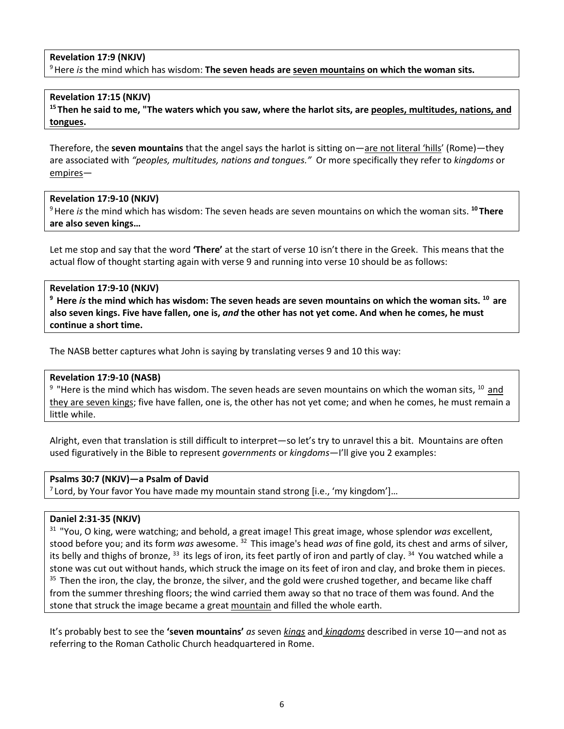**Revelation 17:9 (NKJV)**
9 Here *is* the mind which has wisdom: **The seven heads are <u>seven mountains</u> on which the woman sits.**

**Revelation 17:15 (NKJV)**
**15 Then he said to me, "The waters which you saw, where the harlot sits, are <u>peoples, multitudes, nations, and tongues</u>.**

Therefore, the **seven mountains** that the angel says the harlot is sitting on—<u>are not literal 'hills</u>' (Rome)—they are associated with *"peoples, multitudes, nations and tongues."* Or more specifically they refer to *kingdoms* or <u>empires</u>—

**Revelation 17:9-10 (NKJV)**
9 Here *is* the mind which has wisdom: The seven heads are seven mountains on which the woman sits. **10 There are also seven kings…**

Let me stop and say that the word **'There'** at the start of verse 10 isn't there in the Greek. This means that the actual flow of thought starting again with verse 9 and running into verse 10 should be as follows:

**Revelation 17:9-10 (NKJV)**
**9 Here *is* the mind which has wisdom: The seven heads are seven mountains on which the woman sits. 10 are also seven kings. Five have fallen, one is, *and* the other has not yet come. And when he comes, he must continue a short time.**

The NASB better captures what John is saying by translating verses 9 and 10 this way:

**Revelation 17:9-10 (NASB)**
9 "Here is the mind which has wisdom. The seven heads are seven mountains on which the woman sits, 10 <u>and they are seven kings</u>; five have fallen, one is, the other has not yet come; and when he comes, he must remain a little while.

Alright, even that translation is still difficult to interpret—so let's try to unravel this a bit. Mountains are often used figuratively in the Bible to represent *governments* or *kingdoms*—I'll give you 2 examples:

**Psalms 30:7 (NKJV)—a Psalm of David**
7 Lord, by Your favor You have made my mountain stand strong [i.e., 'my kingdom']…

**Daniel 2:31-35 (NKJV)**
31 "You, O king, were watching; and behold, a great image! This great image, whose splendor *was* excellent, stood before you; and its form *was* awesome. 32 This image's head *was* of fine gold, its chest and arms of silver, its belly and thighs of bronze, 33 its legs of iron, its feet partly of iron and partly of clay. 34 You watched while a stone was cut out without hands, which struck the image on its feet of iron and clay, and broke them in pieces. 35 Then the iron, the clay, the bronze, the silver, and the gold were crushed together, and became like chaff from the summer threshing floors; the wind carried them away so that no trace of them was found. And the stone that struck the image became a great <u>mountain</u> and filled the whole earth.

It's probably best to see the **'seven mountains'** *as* seven <u>*kings*</u> and <u>*kingdoms*</u> described in verse 10—and not as referring to the Roman Catholic Church headquartered in Rome.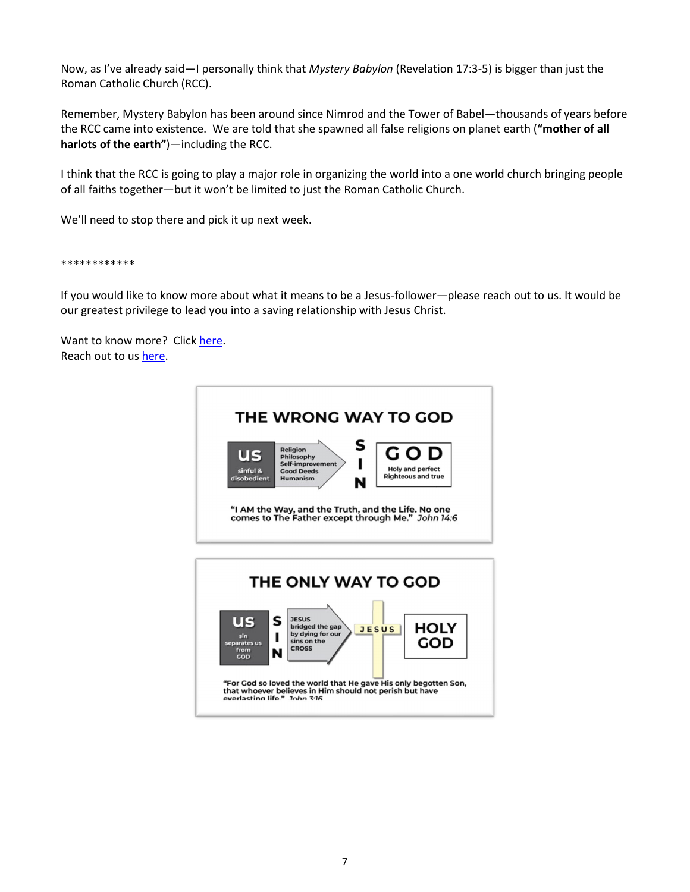Now, as I've already said—I personally think that *Mystery Babylon* (Revelation 17:3-5) is bigger than just the Roman Catholic Church (RCC).

Remember, Mystery Babylon has been around since Nimrod and the Tower of Babel—thousands of years before the RCC came into existence. We are told that she spawned all false religions on planet earth (**"mother of all harlots of the earth"**)—including the RCC.

I think that the RCC is going to play a major role in organizing the world into a one world church bringing people of all faiths together—but it won't be limited to just the Roman Catholic Church.

We'll need to stop there and pick it up next week.

************

If you would like to know more about what it means to be a Jesus-follower—please reach out to us. It would be our greatest privilege to lead you into a saving relationship with Jesus Christ.

Want to know more? Click here.
Reach out to us here.

THE WRONG WAY TO GOD

US
sinful & disobedient

Religion
Philosophy
Self-improvement
Good Deeds
Humanism

SIN

GOD
Holy and perfect
Righteous and true

"I AM the Way, and the Truth, and the Life. No one comes to The Father except through Me." *John 14:6*

THE ONLY WAY TO GOD

US
sin separates us from GOD

SIN

JESUS bridged the gap by dying for our sins on the CROSS

JESUS

HOLY GOD

"For God so loved the world that He gave His only begotten Son, that whoever believes in Him should not perish but have everlasting life." John 3:16